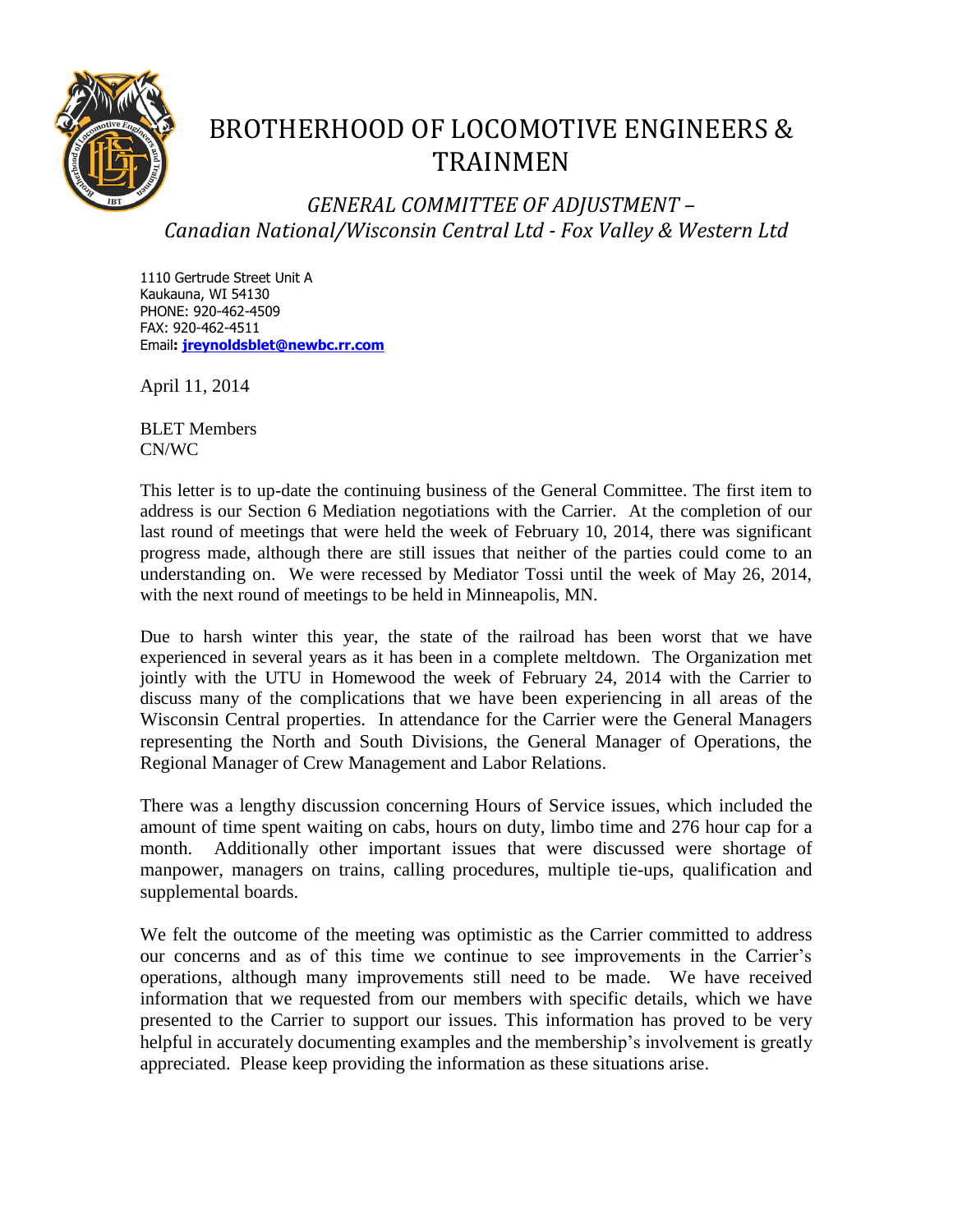# BROTHERHOOD OF LOCOMOTIVE ENGINEERS & TRAINMEN

## *GENERAL COMMITTEE OF ADJUSTMENT – Canadian National/Wisconsin Central Ltd - Fox Valley & Western Ltd*

1110 Gertrude Street Unit A
Kaukauna, WI 54130
PHONE: 920-462-4509
FAX: 920-462-4511
Email**: jreynoldsblet@newbc.rr.com**

April 11, 2014

BLET Members
CN/WC

This letter is to up-date the continuing business of the General Committee. The first item to address is our Section 6 Mediation negotiations with the Carrier. At the completion of our last round of meetings that were held the week of February 10, 2014, there was significant progress made, although there are still issues that neither of the parties could come to an understanding on. We were recessed by Mediator Tossi until the week of May 26, 2014, with the next round of meetings to be held in Minneapolis, MN.

Due to harsh winter this year, the state of the railroad has been worst that we have experienced in several years as it has been in a complete meltdown. The Organization met jointly with the UTU in Homewood the week of February 24, 2014 with the Carrier to discuss many of the complications that we have been experiencing in all areas of the Wisconsin Central properties. In attendance for the Carrier were the General Managers representing the North and South Divisions, the General Manager of Operations, the Regional Manager of Crew Management and Labor Relations.

There was a lengthy discussion concerning Hours of Service issues, which included the amount of time spent waiting on cabs, hours on duty, limbo time and 276 hour cap for a month. Additionally other important issues that were discussed were shortage of manpower, managers on trains, calling procedures, multiple tie-ups, qualification and supplemental boards.

We felt the outcome of the meeting was optimistic as the Carrier committed to address our concerns and as of this time we continue to see improvements in the Carrier's operations, although many improvements still need to be made. We have received information that we requested from our members with specific details, which we have presented to the Carrier to support our issues. This information has proved to be very helpful in accurately documenting examples and the membership's involvement is greatly appreciated. Please keep providing the information as these situations arise.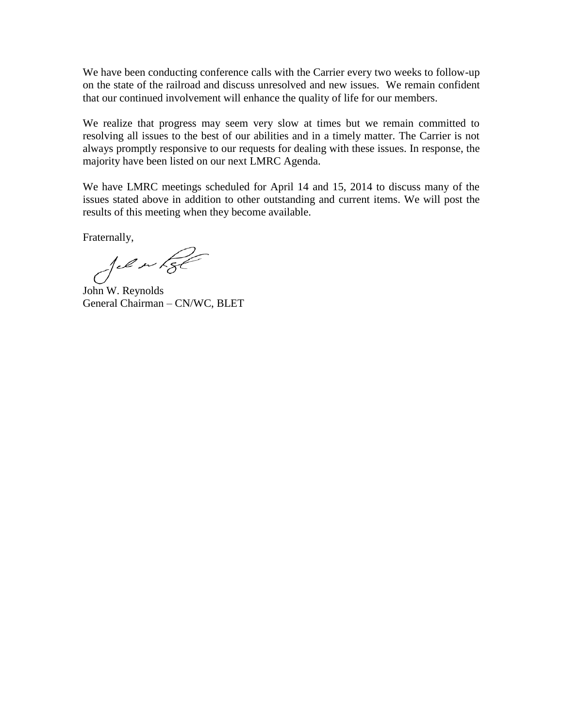We have been conducting conference calls with the Carrier every two weeks to follow-up on the state of the railroad and discuss unresolved and new issues. We remain confident that our continued involvement will enhance the quality of life for our members.

We realize that progress may seem very slow at times but we remain committed to resolving all issues to the best of our abilities and in a timely matter. The Carrier is not always promptly responsive to our requests for dealing with these issues. In response, the majority have been listed on our next LMRC Agenda.

We have LMRC meetings scheduled for April 14 and 15, 2014 to discuss many of the issues stated above in addition to other outstanding and current items. We will post the results of this meeting when they become available.

Fraternally,

John W. Reynolds
General Chairman – CN/WC, BLET